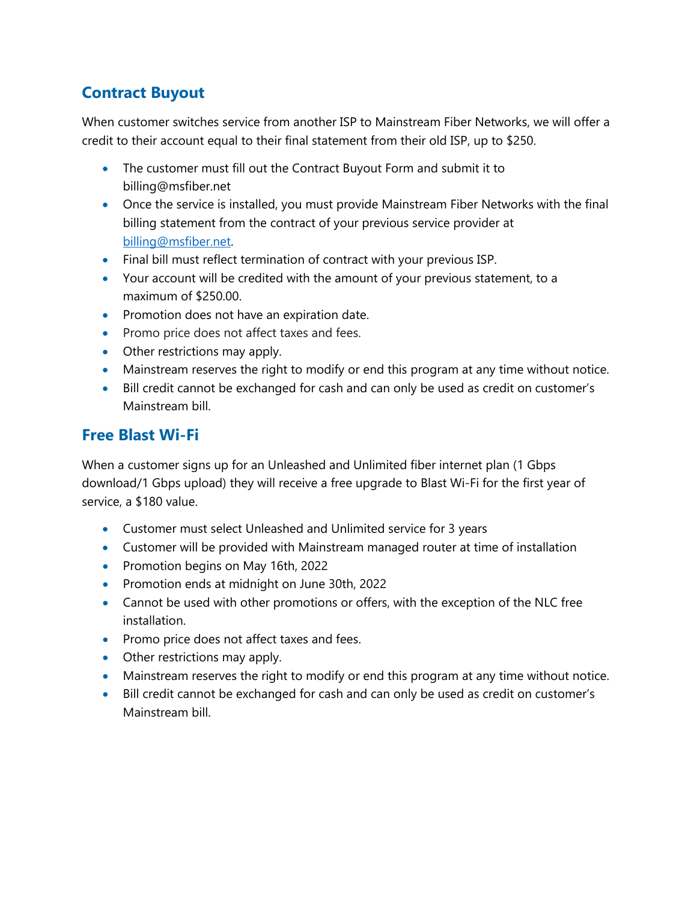## Contract Buyout

When customer switches service from another ISP to Mainstream Fiber Networks, we will offer a credit to their account equal to their final statement from their old ISP, up to $250.

- The customer must fill out the Contract Buyout Form and submit it to billing@msfiber.net
- Once the service is installed, you must provide Mainstream Fiber Networks with the final billing statement from the contract of your previous service provider at billing@msfiber.net.
- Final bill must reflect termination of contract with your previous ISP.
- Your account will be credited with the amount of your previous statement, to a maximum of $250.00.
- Promotion does not have an expiration date.
- Promo price does not affect taxes and fees.
- Other restrictions may apply.
- Mainstream reserves the right to modify or end this program at any time without notice.
- Bill credit cannot be exchanged for cash and can only be used as credit on customer's Mainstream bill.

## Free Blast Wi-Fi

When a customer signs up for an Unleashed and Unlimited fiber internet plan (1 Gbps download/1 Gbps upload) they will receive a free upgrade to Blast Wi-Fi for the first year of service, a $180 value.

- Customer must select Unleashed and Unlimited service for 3 years
- Customer will be provided with Mainstream managed router at time of installation
- Promotion begins on May 16th, 2022
- Promotion ends at midnight on June 30th, 2022
- Cannot be used with other promotions or offers, with the exception of the NLC free installation.
- Promo price does not affect taxes and fees.
- Other restrictions may apply.
- Mainstream reserves the right to modify or end this program at any time without notice.
- Bill credit cannot be exchanged for cash and can only be used as credit on customer's Mainstream bill.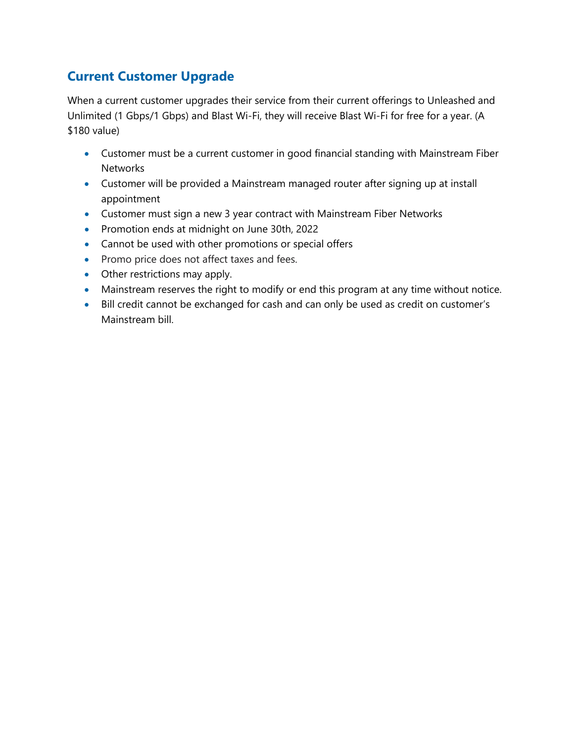## Current Customer Upgrade

When a current customer upgrades their service from their current offerings to Unleashed and Unlimited (1 Gbps/1 Gbps) and Blast Wi-Fi, they will receive Blast Wi-Fi for free for a year. (A $180 value)

- Customer must be a current customer in good financial standing with Mainstream Fiber Networks
- Customer will be provided a Mainstream managed router after signing up at install appointment
- Customer must sign a new 3 year contract with Mainstream Fiber Networks
- Promotion ends at midnight on June 30th, 2022
- Cannot be used with other promotions or special offers
- Promo price does not affect taxes and fees.
- Other restrictions may apply.
- Mainstream reserves the right to modify or end this program at any time without notice.
- Bill credit cannot be exchanged for cash and can only be used as credit on customer's Mainstream bill.